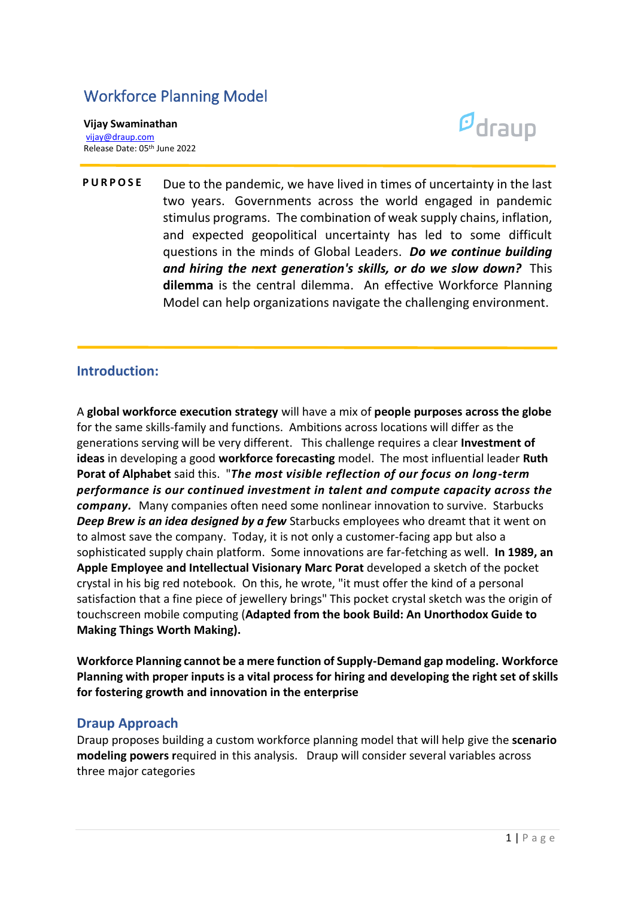# Workforce Planning Model

**Vijay Swaminathan**
vijay@draup.com
Release Date: 05th June 2022

draup

**PURPOSE**

Due to the pandemic, we have lived in times of uncertainty in the last two years. Governments across the world engaged in pandemic stimulus programs. The combination of weak supply chains, inflation, and expected geopolitical uncertainty has led to some difficult questions in the minds of Global Leaders. ***Do we continue building and hiring the next generation's skills, or do we slow down?*** This **dilemma** is the central dilemma. An effective Workforce Planning Model can help organizations navigate the challenging environment.

## Introduction:

A **global workforce execution strategy** will have a mix of **people purposes across the globe** for the same skills-family and functions. Ambitions across locations will differ as the generations serving will be very different. This challenge requires a clear **Investment of ideas** in developing a good **workforce forecasting** model. The most influential leader **Ruth Porat of Alphabet** said this. "***The most visible reflection of our focus on long-term performance is our continued investment in talent and compute capacity across the company.*** Many companies often need some nonlinear innovation to survive. Starbucks ***Deep Brew is an idea designed by a few*** Starbucks employees who dreamt that it went on to almost save the company. Today, it is not only a customer-facing app but also a sophisticated supply chain platform. Some innovations are far-fetching as well. **In 1989, an Apple Employee and Intellectual Visionary Marc Porat** developed a sketch of the pocket crystal in his big red notebook. On this, he wrote, "it must offer the kind of a personal satisfaction that a fine piece of jewellery brings" This pocket crystal sketch was the origin of touchscreen mobile computing (**Adapted from the book Build: An Unorthodox Guide to Making Things Worth Making).**

**Workforce Planning cannot be a mere function of Supply-Demand gap modeling. Workforce Planning with proper inputs is a vital process for hiring and developing the right set of skills for fostering growth and innovation in the enterprise**

## Draup Approach

Draup proposes building a custom workforce planning model that will help give the **scenario modeling powers r**equired in this analysis. Draup will consider several variables across three major categories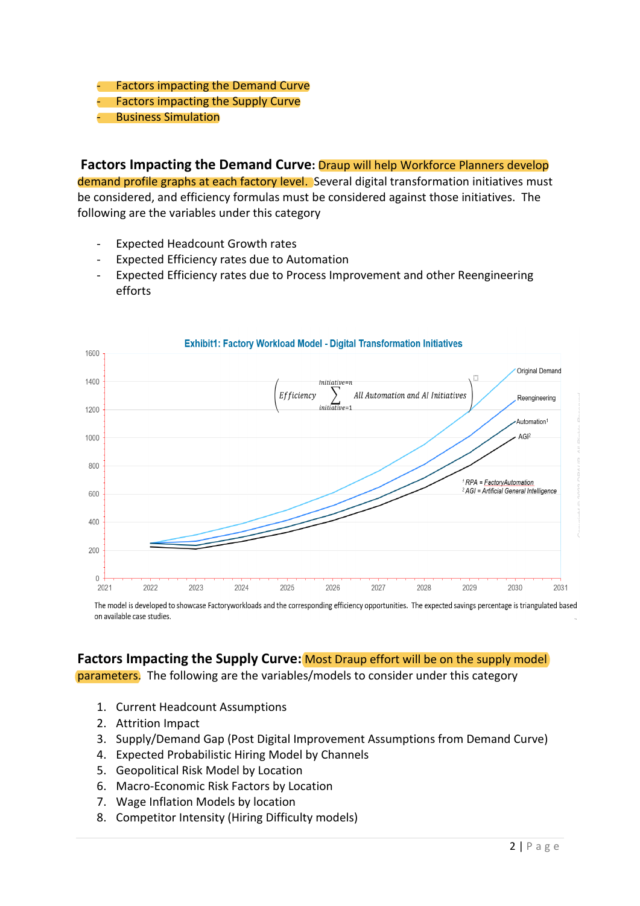- Factors impacting the Demand Curve
- Factors impacting the Supply Curve
- Business Simulation

**Factors Impacting the Demand Curve:** Draup will help Workforce Planners develop demand profile graphs at each factory level. Several digital transformation initiatives must be considered, and efficiency formulas must be considered against those initiatives. The following are the variables under this category

- Expected Headcount Growth rates
- Expected Efficiency rates due to Automation
- Expected Efficiency rates due to Process Improvement and other Reengineering efforts

Exhibit1: Factory Workload Model - Digital Transformation Initiatives

$$\left( Efficiency \sum_{initiative=1}^{Initiative=n} All\ Automation\ and\ AI\ Initiatives \right)$$

0
200
400
600
800
1000
1200
1400
1600

2021
2022
2023
2024
2025
2026
2027
2028
2029
2030
2031

Original Demand
Reengineering
Automation[1]
AGI[2]

[1] RPA = FactoryAutomation
[2] AGI = Artificial General Intelligence

The model is developed to showcase Factoryworkloads and the corresponding efficiency opportunities. The expected savings percentage is triangulated based on available case studies.

**Factors Impacting the Supply Curve:** Most Draup effort will be on the supply model parameters. The following are the variables/models to consider under this category

1. Current Headcount Assumptions
2. Attrition Impact
3. Supply/Demand Gap (Post Digital Improvement Assumptions from Demand Curve)
4. Expected Probabilistic Hiring Model by Channels
5. Geopolitical Risk Model by Location
6. Macro-Economic Risk Factors by Location
7. Wage Inflation Models by location
8. Competitor Intensity (Hiring Difficulty models)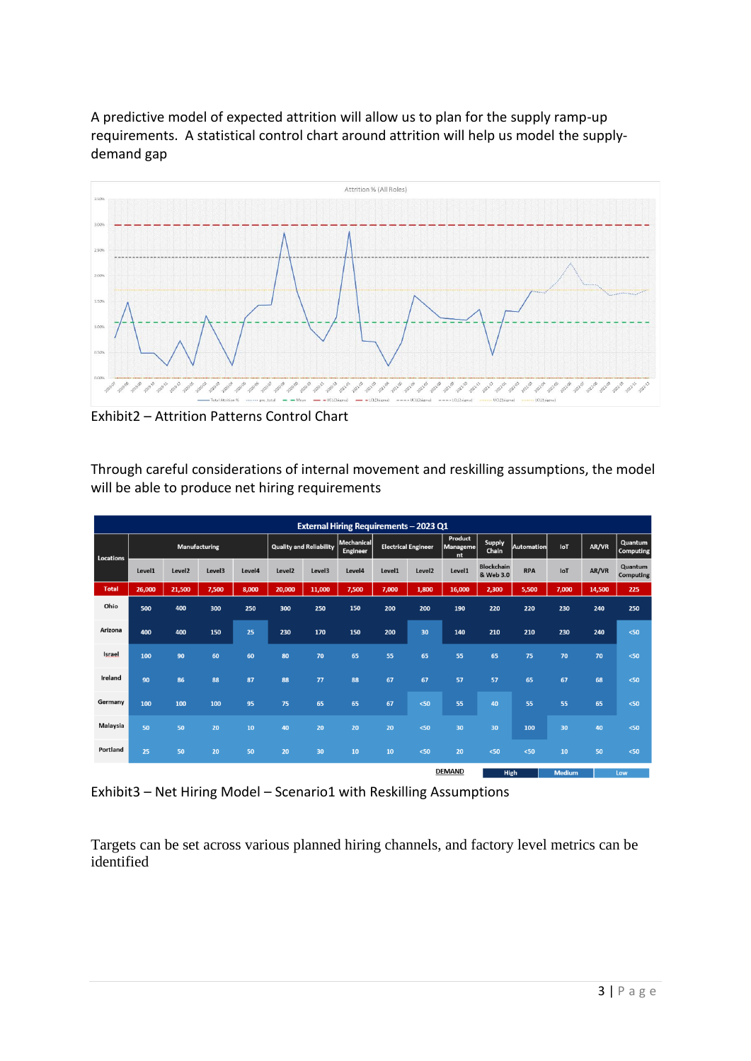A predictive model of expected attrition will allow us to plan for the supply ramp-up requirements. A statistical control chart around attrition will help us model the supply-demand gap

Attrition % (All Roles)

3.50%
3.00%
2.50%
2.00%
1.50%
1.00%
0.50%
0.00%

Total Attrition % · pre_total · Mean · UCL(3sigma) · LCL(3sigma) · UCL(2sigma) · LCL(2sigma) · UCL(1sigma) · LCL(1sigma)

Exhibit2 – Attrition Patterns Control Chart

Through careful considerations of internal movement and reskilling assumptions, the model will be able to produce net hiring requirements

| External Hiring Requirements – 2023 Q1 | | | | | | | | | | | | | | | |
|---|---|---|---|---|---|---|---|---|---|---|---|---|---|---|---|
| Locations | Manufacturing | | | | Quality and Reliability | | Mechanical Engineer | Electrical Engineer | | Product Management | Supply Chain | Automation | IoT | AR/VR | Quantum Computing |
| | Level1 | Level2 | Level3 | Level4 | Level2 | Level3 | Level4 | Level1 | Level2 | Level1 | Blockchain & Web 3.0 | RPA | IoT | AR/VR | Quantum Computing |
| Total | 26,000 | 21,500 | 7,500 | 8,000 | 20,000 | 11,000 | 7,500 | 7,000 | 1,800 | 16,000 | 2,300 | 5,500 | 7,000 | 14,500 | 225 |
| Ohio | 500 | 400 | 300 | 250 | 300 | 250 | 150 | 200 | 200 | 190 | 220 | 220 | 230 | 240 | 250 |
| Arizona | 400 | 400 | 150 | 25 | 230 | 170 | 150 | 200 | 30 | 140 | 210 | 210 | 230 | 240 | <50 |
| Israel | 100 | 90 | 60 | 60 | 80 | 70 | 65 | 55 | 65 | 55 | 65 | 75 | 70 | 70 | <50 |
| Ireland | 90 | 86 | 88 | 87 | 88 | 77 | 88 | 67 | 67 | 57 | 57 | 65 | 67 | 68 | <50 |
| Germany | 100 | 100 | 100 | 95 | 75 | 65 | 65 | 67 | <50 | 55 | 40 | 55 | 55 | 65 | <50 |
| Malaysia | 50 | 50 | 20 | 10 | 40 | 20 | 20 | 20 | <50 | 30 | 30 | 100 | 30 | 40 | <50 |
| Portland | 25 | 50 | 20 | 50 | 20 | 30 | 10 | 10 | <50 | 20 | <50 | <50 | 10 | 50 | <50 |

DEMAND: High · Medium · Low

Exhibit3 – Net Hiring Model – Scenario1 with Reskilling Assumptions

Targets can be set across various planned hiring channels, and factory level metrics can be identified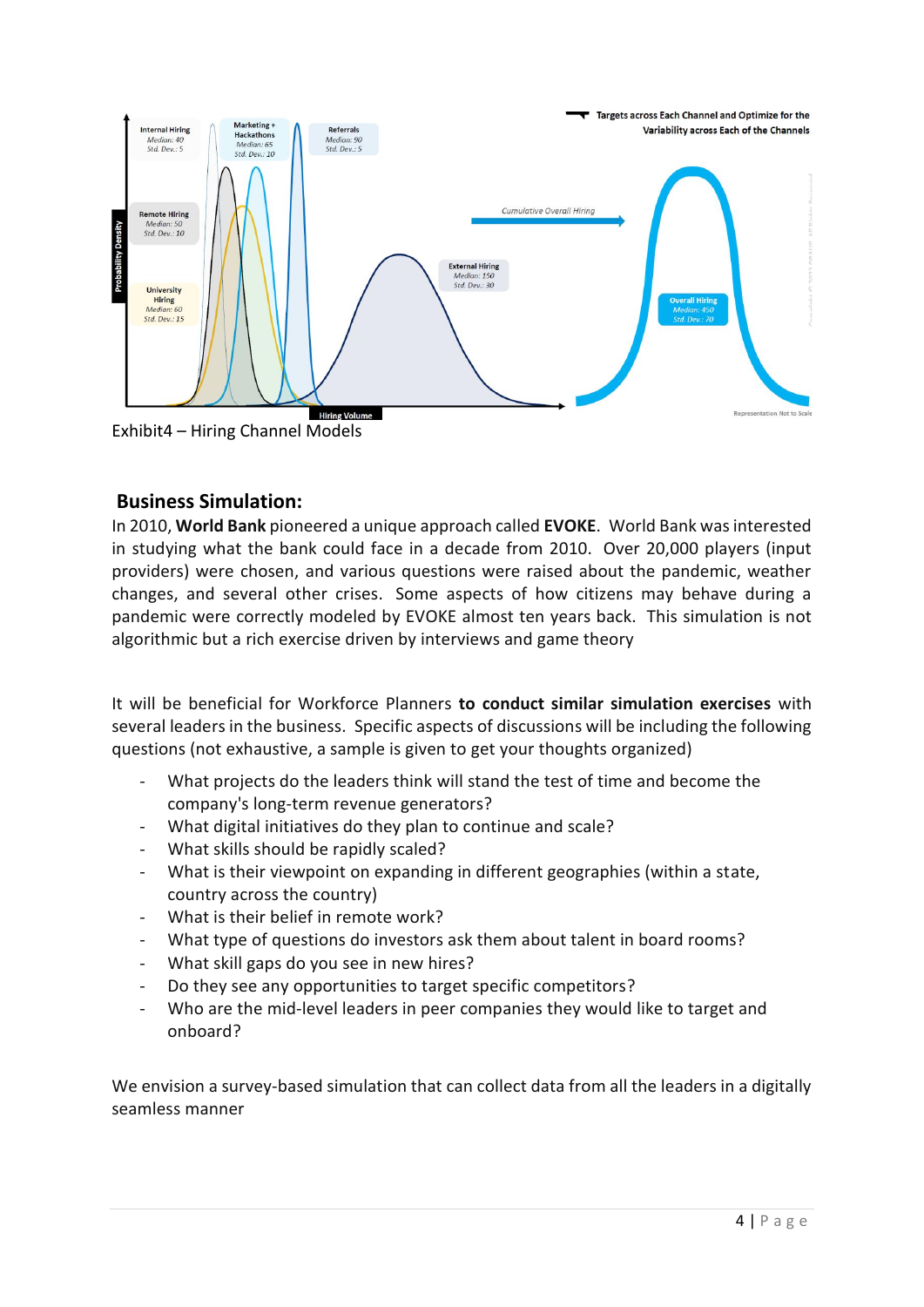Targets across Each Channel and Optimize for the Variability across Each of the Channels

Internal Hiring
Median: 40
Std. Dev.: 5

Marketing + Hackathons
Median: 65
Std. Dev.: 10

Referrals
Median: 90
Std. Dev.: 5

Remote Hiring
Median: 50
Std. Dev.: 10

University Hiring
Median: 60
Std. Dev.: 15

Cumulative Overall Hiring

External Hiring
Median: 150
Std. Dev.: 30

Overall Hiring
Median: 450
Std. Dev.: 70

Probability Density

Hiring Volume

Representation Not to Scale

Exhibit4 – Hiring Channel Models

## Business Simulation:

In 2010, **World Bank** pioneered a unique approach called **EVOKE**. World Bank was interested in studying what the bank could face in a decade from 2010. Over 20,000 players (input providers) were chosen, and various questions were raised about the pandemic, weather changes, and several other crises. Some aspects of how citizens may behave during a pandemic were correctly modeled by EVOKE almost ten years back. This simulation is not algorithmic but a rich exercise driven by interviews and game theory

It will be beneficial for Workforce Planners **to conduct similar simulation exercises** with several leaders in the business. Specific aspects of discussions will be including the following questions (not exhaustive, a sample is given to get your thoughts organized)

- What projects do the leaders think will stand the test of time and become the company's long-term revenue generators?
- What digital initiatives do they plan to continue and scale?
- What skills should be rapidly scaled?
- What is their viewpoint on expanding in different geographies (within a state, country across the country)
- What is their belief in remote work?
- What type of questions do investors ask them about talent in board rooms?
- What skill gaps do you see in new hires?
- Do they see any opportunities to target specific competitors?
- Who are the mid-level leaders in peer companies they would like to target and onboard?

We envision a survey-based simulation that can collect data from all the leaders in a digitally seamless manner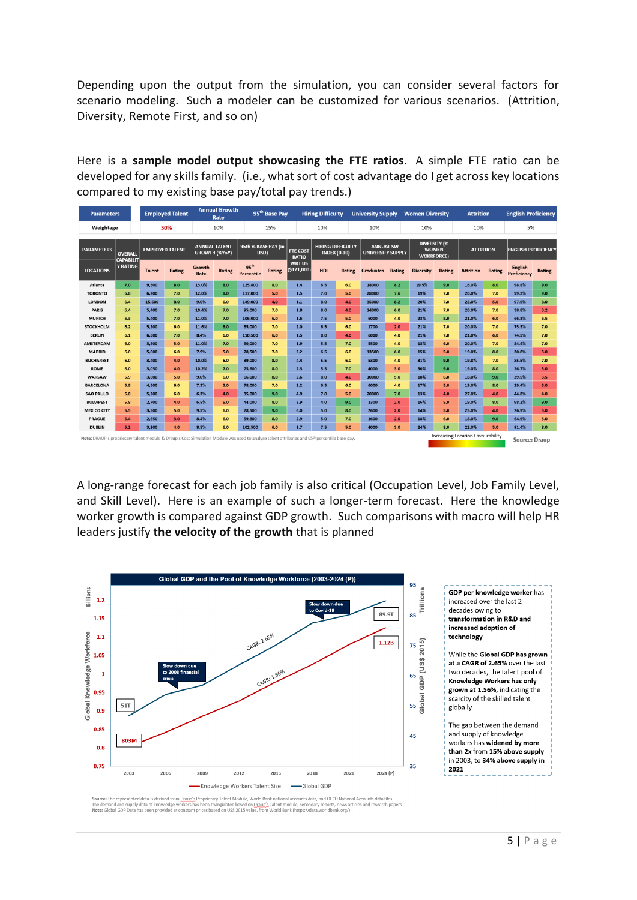Depending upon the output from the simulation, you can consider several factors for scenario modeling. Such a modeler can be customized for various scenarios. (Attrition, Diversity, Remote First, and so on)

Here is a **sample model output showcasing the FTE ratios**. A simple FTE ratio can be developed for any skills family. (i.e., what sort of cost advantage do I get across key locations compared to my existing base pay/total pay trends.)

| Parameters | Employed Talent | Annual Growth Rate | 95th Base Pay | Hiring Difficulty | University Supply | Women Diversity | Attrition | English Proficiency |
|---|---|---|---|---|---|---|---|---|
| Weightage | 30% | 10% | 15% | 10% | 10% | 10% | 10% | 5% |

| PARAMETERS | OVERALL CAPABILITY RATING | EMPLOYED TALENT | | ANNUAL TALENT GROWTH (%YoY) | | 95th % BASE PAY (in USD) | | FTE COST RATIO WRT US ($171,000) | HIRING DIFFICULTY INDEX (0-10) | | ANNUAL SW UNIVERSITY SUPPLY | | DIVERSITY (% WOMEN WORKFORCE) | | ATTRITION | | ENGLISH PROFICIENCY | |
|---|---|---|---|---|---|---|---|---|---|---|---|---|---|---|---|---|---|---|
| LOCATIONS | | Talent | Rating | Growth Rate | Rating | 95th Percentile | Rating | | HDI | Rating | Graduates | Rating | Diversity | Rating | Attrition | Rating | English Proficiency | Rating |
| Atlanta | 7.0 | 9,500 | 8.0 | 13.0% | 8.0 | 125,800 | 8.0 | 1.4 | 6.5 | 6.0 | 18000 | 8.2 | 19.5% | 9.0 | 16.0% | 8.0 | 98.8% | 9.0 |
| TORONTO | 6.8 | 6,200 | 7.0 | 12.0% | 8.0 | 117,000 | 5.0 | 1.5 | 7.0 | 5.0 | 28000 | 7.6 | 19% | 7.0 | 20.0% | 7.0 | 99.2% | 9.0 |
| LONDON | 6.4 | 15,500 | 8.0 | 9.0% | 6.0 | 149,000 | 4.0 | 1.1 | 8.0 | 4.0 | 35000 | 8.2 | 20% | 7.0 | 22.0% | 5.0 | 97.9% | 8.0 |
| PARIS | 6.4 | 5,400 | 7.0 | 10.4% | 7.0 | 95,000 | 7.0 | 1.8 | 8.0 | 4.0 | 14000 | 6.0 | 21% | 7.0 | 20.0% | 7.0 | 38.8% | 3.2 |
| MUNICH | 6.3 | 5,400 | 7.0 | 11.0% | 7.0 | 106,000 | 6.0 | 1.6 | 7.5 | 5.0 | 6000 | 4.0 | 23% | 8.0 | 21.0% | 6.0 | 66.5% | 6.5 |
| STOCKHOLM | 6.2 | 5,200 | 6.0 | 11.6% | 8.0 | 85,000 | 7.0 | 2.0 | 6.5 | 6.0 | 1700 | 2.0 | 21% | 7.0 | 20.0% | 7.0 | 75.3% | 7.0 |
| BERLIN | 6.1 | 6,500 | 7.0 | 8.4% | 6.0 | 130,500 | 6.0 | 1.5 | 8.0 | 4.0 | 6000 | 4.0 | 21% | 7.0 | 21.0% | 6.0 | 74.5% | 7.0 |
| AMSTERDAM | 6.0 | 3,800 | 5.0 | 11.0% | 7.0 | 90,000 | 7.0 | 1.9 | 5.5 | 7.0 | 5500 | 4.0 | 18% | 6.0 | 20.0% | 7.0 | 84.4% | 7.0 |
| MADRID | 6.0 | 5,000 | 6.0 | 7.9% | 5.0 | 78,500 | 7.0 | 2.2 | 6.5 | 6.0 | 13500 | 6.0 | 15% | 5.0 | 19.0% | 8.0 | 30.8% | 3.0 |
| BUCHAREST | 6.0 | 3,400 | 4.0 | 10.0% | 6.0 | 39,000 | 8.0 | 4.4 | 5.5 | 6.0 | 5300 | 4.0 | 31% | 9.0 | 19.8% | 7.0 | 85.5% | 7.0 |
| ROME | 6.0 | 3,050 | 4.0 | 10.2% | 7.0 | 75,600 | 8.0 | 2.3 | 5.5 | 7.0 | 4000 | 3.0 | 30% | 9.0 | 19.0% | 8.0 | 26.7% | 3.0 |
| WARSAW | 5.9 | 3,600 | 5.0 | 9.0% | 6.0 | 66,000 | 8.0 | 2.6 | 8.0 | 4.0 | 10000 | 5.0 | 18% | 6.0 | 18.0% | 9.0 | 39.5% | 3.5 |
| BARCELONA | 5.8 | 4,500 | 6.0 | 7.3% | 5.0 | 78,000 | 7.0 | 2.2 | 6.5 | 6.0 | 6000 | 4.0 | 17% | 5.0 | 19.0% | 8.0 | 29.4% | 3.0 |
| SAO PAULO | 5.8 | 5,200 | 6.0 | 6.3% | 4.0 | 35,000 | 9.0 | 4.9 | 7.0 | 5.0 | 20000 | 7.0 | 13% | 4.0 | 27.0% | 4.0 | 44.8% | 4.0 |
| BUDAPEST | 5.8 | 2,700 | 4.0 | 6.5% | 5.0 | 44,000 | 8.0 | 3.9 | 4.0 | 9.0 | 1300 | 2.0 | 16% | 5.0 | 19.0% | 8.0 | 98.2% | 9.0 |
| MEXICO CITY | 5.5 | 3,500 | 5.0 | 9.5% | 6.0 | 28,500 | 9.0 | 6.0 | 5.0 | 8.0 | 2600 | 2.0 | 14% | 5.0 | 25.0% | 4.0 | 26.9% | 3.0 |
| PRAGUE | 5.4 | 2,650 | 3.0 | 8.4% | 6.0 | 59,800 | 8.0 | 2.9 | 5.0 | 7.0 | 1600 | 2.0 | 18% | 6.0 | 18.0% | 9.0 | 64.9% | 5.0 |
| DUBLIN | 5.2 | 3,200 | 4.0 | 8.5% | 6.0 | 102,500 | 6.0 | 1.7 | 7.5 | 5.0 | 4000 | 3.0 | 24% | 8.0 | 22.0% | 5.0 | 91.4% | 8.0 |

Note: DRAUP's proprietary talent module & Draup's Cost Simulation Module was used to analyse talent attributes and 95th percentile base pay.

Increasing Location Favourability

Source: Draup

A long-range forecast for each job family is also critical (Occupation Level, Job Family Level, and Skill Level). Here is an example of such a longer-term forecast. Here the knowledge worker growth is compared against GDP growth. Such comparisons with macro will help HR leaders justify **the velocity of the growth** that is planned

Global GDP and the Pool of Knowledge Workforce (2003-2024 (P))

Billions

Global Knowledge Workforce

1.2
1.15
1.1
1.05
1
0.95
0.9
0.85
0.8
0.75

Trillions

Global GDP (US$ 2015)

95
85
75
65
55
45
35

2003
2006
2009
2012
2015
2018
2021
2024 (P)

51T

803M

89.9T

1.12B

Slow down due to 2008 financial crisis

Slow down due to Covid-19

CAGR: 2.65%

CAGR: 1.56%

Knowledge Workers Talent Size

Global GDP

**GDP per knowledge worker** has increased over the last 2 decades owing to **transformation in R&D and increased adoption of technology**

While the **Global GDP has grown at a CAGR of 2.65%** over the last two decades, the talent pool of **Knowledge Workers has only grown at 1.56%**, indicating the scarcity of the skilled talent globally.

The gap between the demand and supply of knowledge workers has **widened by more than 2x** from **15% above supply** in 2003, to **34% above supply in 2021**

Source: The represented data is derived from Draup's Proprietary Talent Module, World Bank national accounts data, and OECD National Accounts data files. The demand and supply data of knowledge workers has been triangulated based on Draup's Talent module, secondary reports, news articles and research papers
Note: Global GDP Data has been provided at constant prices based on US$ 2015 value, from World Bank (https://data.worldbank.org/)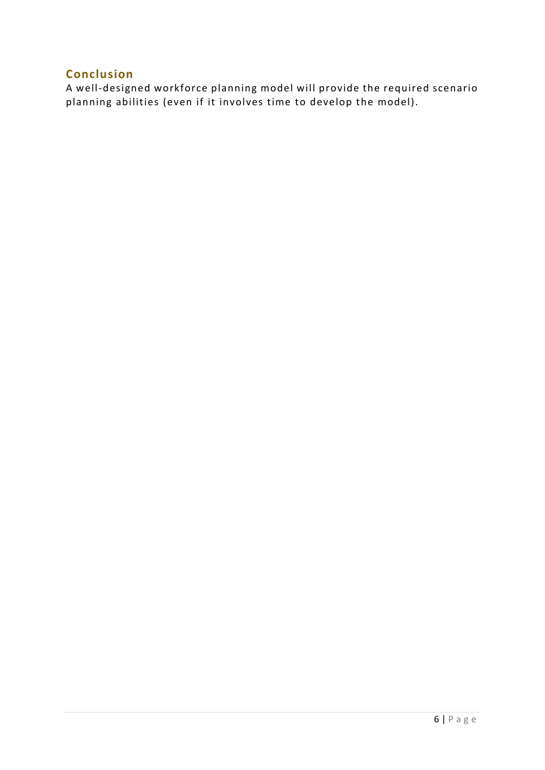## Conclusion

A well-designed workforce planning model will provide the required scenario planning abilities (even if it involves time to develop the model).